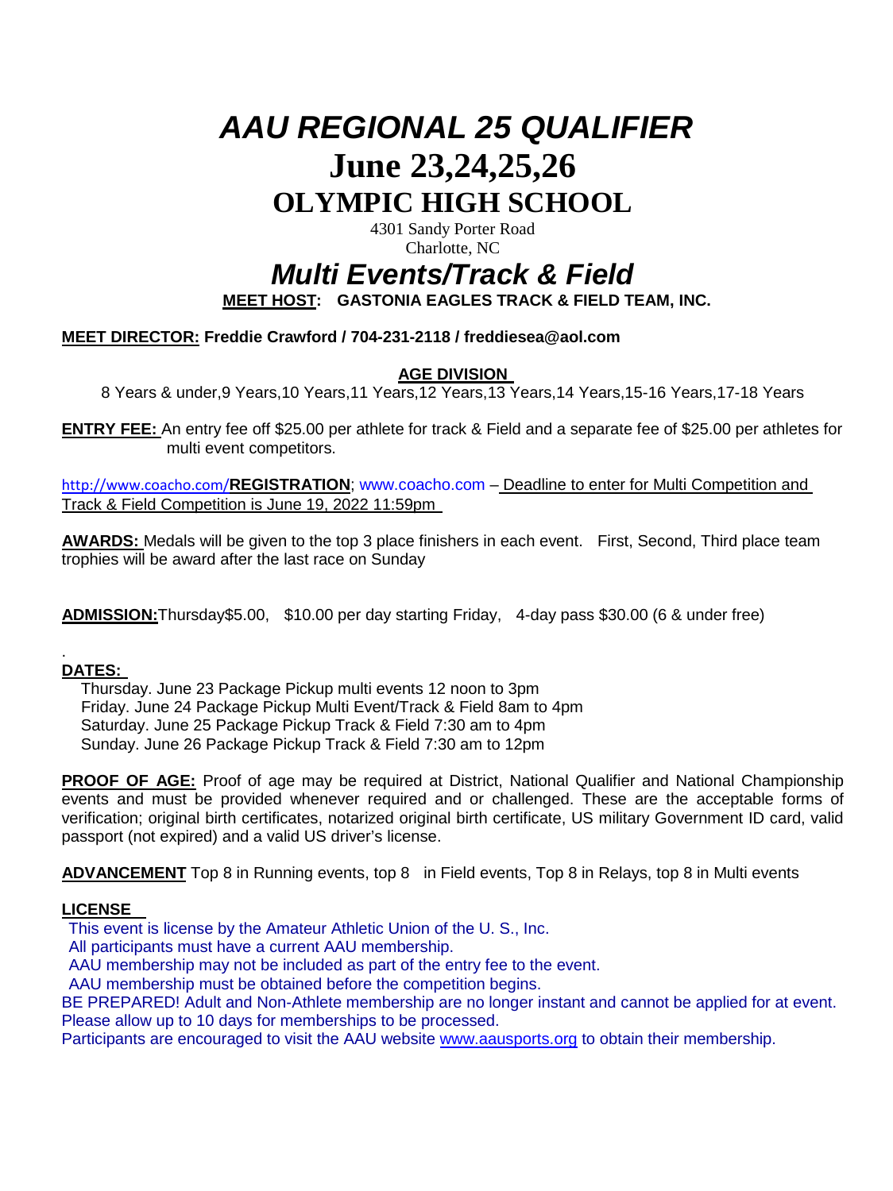# *AAU REGIONAL 25 QUALIFIER*

# June 23,24,25,26

# OLYMPIC HIGH SCHOOL

4301 Sandy Porter Road
Charlotte, NC

## *Multi Events/Track & Field*

**MEET HOST: GASTONIA EAGLES TRACK & FIELD TEAM, INC.**

**MEET DIRECTOR: Freddie Crawford / 704-231-2118 / freddiesea@aol.com**

**AGE DIVISION**

8 Years & under,9 Years,10 Years,11 Years,12 Years,13 Years,14 Years,15-16 Years,17-18 Years

**ENTRY FEE:** An entry fee off $25.00 per athlete for track & Field and a separate fee of $25.00 per athletes for multi event competitors.

http://www.coacho.com/**REGISTRATION**; www.coacho.com – Deadline to enter for Multi Competition and Track & Field Competition is June 19, 2022 11:59pm

**AWARDS:** Medals will be given to the top 3 place finishers in each event. First, Second, Third place team trophies will be award after the last race on Sunday

**ADMISSION:**Thursday$5.00, $10.00 per day starting Friday, 4-day pass $30.00 (6 & under free)

.

**DATES:**

Thursday. June 23 Package Pickup multi events 12 noon to 3pm
Friday. June 24 Package Pickup Multi Event/Track & Field 8am to 4pm
Saturday. June 25 Package Pickup Track & Field 7:30 am to 4pm
Sunday. June 26 Package Pickup Track & Field 7:30 am to 12pm

**PROOF OF AGE:** Proof of age may be required at District, National Qualifier and National Championship events and must be provided whenever required and or challenged. These are the acceptable forms of verification; original birth certificates, notarized original birth certificate, US military Government ID card, valid passport (not expired) and a valid US driver's license.

**ADVANCEMENT** Top 8 in Running events, top 8 in Field events, Top 8 in Relays, top 8 in Multi events

**LICENSE**

This event is license by the Amateur Athletic Union of the U. S., Inc.
All participants must have a current AAU membership.
AAU membership may not be included as part of the entry fee to the event.
AAU membership must be obtained before the competition begins.
BE PREPARED! Adult and Non-Athlete membership are no longer instant and cannot be applied for at event. Please allow up to 10 days for memberships to be processed.
Participants are encouraged to visit the AAU website www.aausports.org to obtain their membership.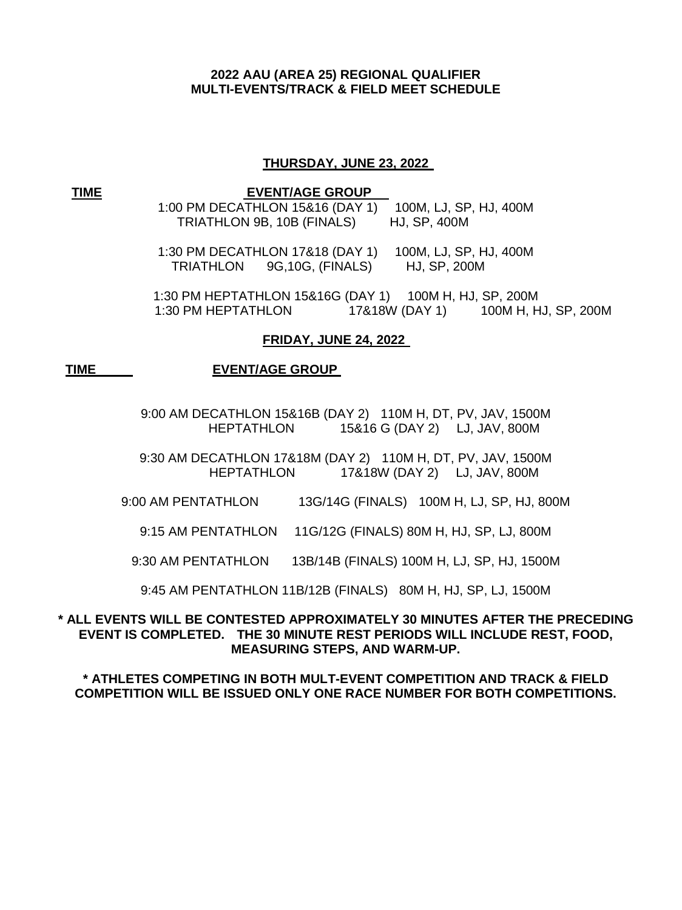**2022 AAU (AREA 25) REGIONAL QUALIFIER**
**MULTI-EVENTS/TRACK & FIELD MEET SCHEDULE**

**THURSDAY, JUNE 23, 2022**

**TIME** **EVENT/AGE GROUP**

1:00 PM DECATHLON 15&16 (DAY 1) 100M, LJ, SP, HJ, 400M
TRIATHLON 9B, 10B (FINALS) HJ, SP, 400M

1:30 PM DECATHLON 17&18 (DAY 1) 100M, LJ, SP, HJ, 400M
TRIATHLON 9G,10G, (FINALS) HJ, SP, 200M

1:30 PM HEPTATHLON 15&16G (DAY 1) 100M H, HJ, SP, 200M
1:30 PM HEPTATHLON 17&18W (DAY 1) 100M H, HJ, SP, 200M

**FRIDAY, JUNE 24, 2022**

**TIME** **EVENT/AGE GROUP**

9:00 AM DECATHLON 15&16B (DAY 2) 110M H, DT, PV, JAV, 1500M
HEPTATHLON 15&16 G (DAY 2) LJ, JAV, 800M

9:30 AM DECATHLON 17&18M (DAY 2) 110M H, DT, PV, JAV, 1500M
HEPTATHLON 17&18W (DAY 2) LJ, JAV, 800M

9:00 AM PENTATHLON 13G/14G (FINALS) 100M H, LJ, SP, HJ, 800M

9:15 AM PENTATHLON 11G/12G (FINALS) 80M H, HJ, SP, LJ, 800M

9:30 AM PENTATHLON 13B/14B (FINALS) 100M H, LJ, SP, HJ, 1500M

9:45 AM PENTATHLON 11B/12B (FINALS) 80M H, HJ, SP, LJ, 1500M

**\* ALL EVENTS WILL BE CONTESTED APPROXIMATELY 30 MINUTES AFTER THE PRECEDING EVENT IS COMPLETED. THE 30 MINUTE REST PERIODS WILL INCLUDE REST, FOOD, MEASURING STEPS, AND WARM-UP.**

**\* ATHLETES COMPETING IN BOTH MULT-EVENT COMPETITION AND TRACK & FIELD COMPETITION WILL BE ISSUED ONLY ONE RACE NUMBER FOR BOTH COMPETITIONS.**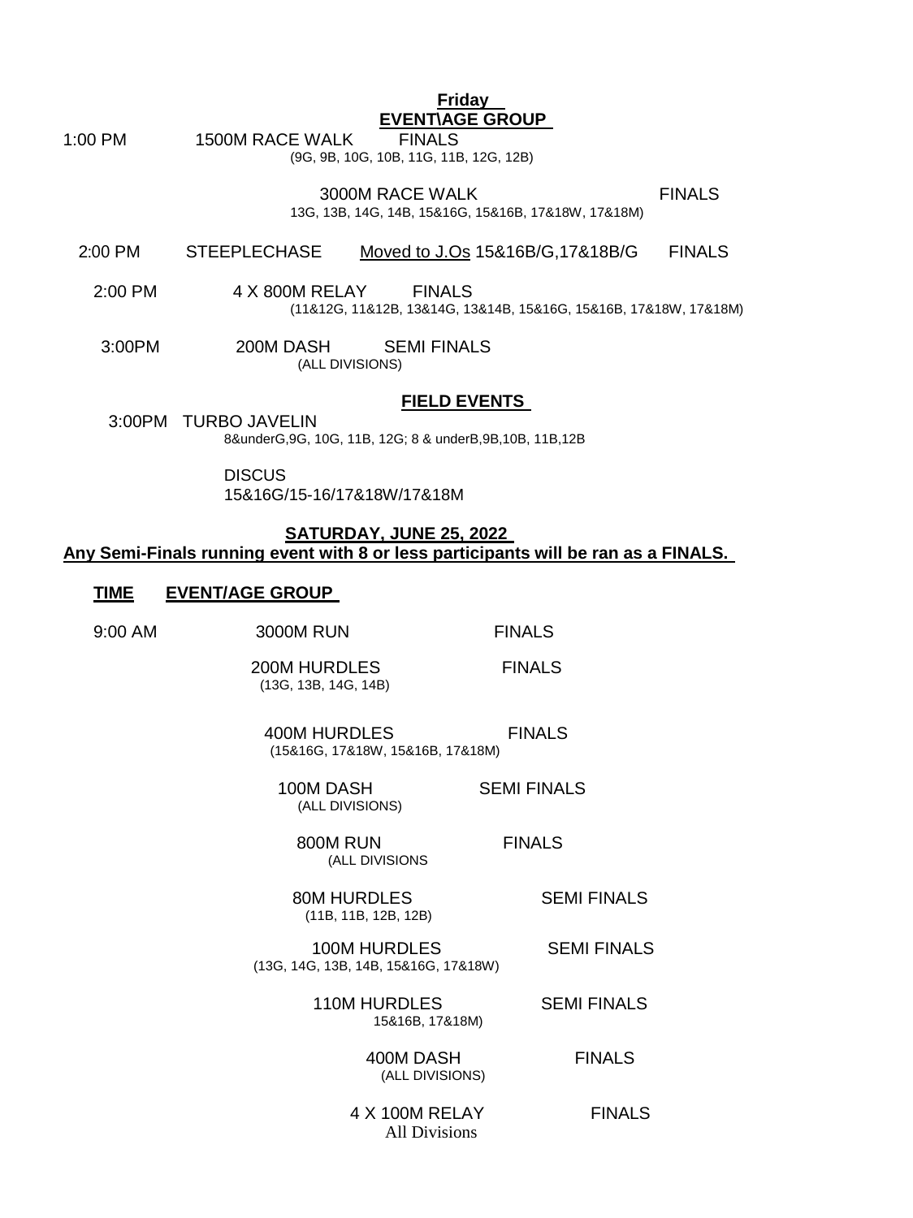**Friday**

**EVENT\AGE GROUP**

1:00 PM 1500M RACE WALK FINALS
(9G, 9B, 10G, 10B, 11G, 11B, 12G, 12B)

3000M RACE WALK FINALS
13G, 13B, 14G, 14B, 15&16G, 15&16B, 17&18W, 17&18M)

2:00 PM STEEPLECHASE Moved to J.Os 15&16B/G,17&18B/G FINALS

2:00 PM 4 X 800M RELAY FINALS
(11&12G, 11&12B, 13&14G, 13&14B, 15&16G, 15&16B, 17&18W, 17&18M)

3:00PM 200M DASH SEMI FINALS
(ALL DIVISIONS)

**FIELD EVENTS**

3:00PM TURBO JAVELIN
8&underG,9G, 10G, 11B, 12G; 8 & underB,9B,10B, 11B,12B

DISCUS
15&16G/15-16/17&18W/17&18M

**SATURDAY, JUNE 25, 2022**

**Any Semi-Finals running event with 8 or less participants will be ran as a FINALS.**

**TIME EVENT/AGE GROUP**

9:00 AM 3000M RUN FINALS

200M HURDLES FINALS
(13G, 13B, 14G, 14B)

400M HURDLES FINALS
(15&16G, 17&18W, 15&16B, 17&18M)

100M DASH SEMI FINALS
(ALL DIVISIONS)

800M RUN FINALS
(ALL DIVISIONS

80M HURDLES SEMI FINALS
(11B, 11B, 12B, 12B)

100M HURDLES SEMI FINALS
(13G, 14G, 13B, 14B, 15&16G, 17&18W)

110M HURDLES SEMI FINALS
15&16B, 17&18M)

400M DASH FINALS
(ALL DIVISIONS)

4 X 100M RELAY FINALS
All Divisions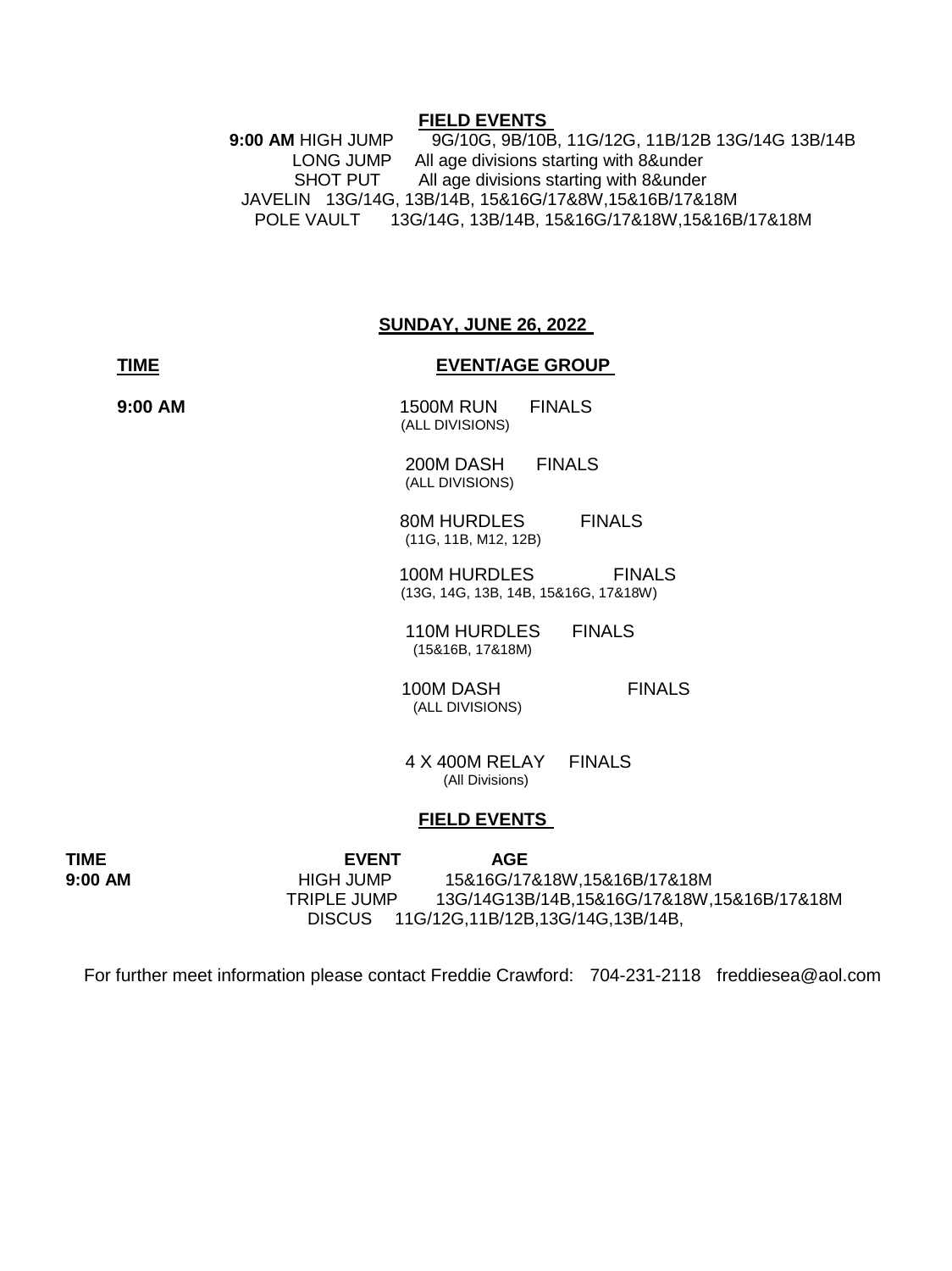**FIELD EVENTS**

**9:00 AM** HIGH JUMP 9G/10G, 9B/10B, 11G/12G, 11B/12B 13G/14G 13B/14B
LONG JUMP All age divisions starting with 8&under
SHOT PUT All age divisions starting with 8&under
JAVELIN 13G/14G, 13B/14B, 15&16G/17&8W,15&16B/17&18M
POLE VAULT 13G/14G, 13B/14B, 15&16G/17&18W,15&16B/17&18M

**SUNDAY, JUNE 26, 2022**

| TIME | EVENT/AGE GROUP |
|---|---|
| **9:00 AM** | 1500M RUN FINALS (ALL DIVISIONS) |
| | 200M DASH FINALS (ALL DIVISIONS) |
| | 80M HURDLES FINALS (11G, 11B, M12, 12B) |
| | 100M HURDLES FINALS (13G, 14G, 13B, 14B, 15&16G, 17&18W) |
| | 110M HURDLES FINALS (15&16B, 17&18M) |
| | 100M DASH FINALS (ALL DIVISIONS) |
| | 4 X 400M RELAY FINALS (All Divisions) |

**FIELD EVENTS**

| TIME | EVENT | AGE |
|---|---|---|
| 9:00 AM | HIGH JUMP | 15&16G/17&18W,15&16B/17&18M |
| | TRIPLE JUMP | 13G/14G13B/14B,15&16G/17&18W,15&16B/17&18M |
| | DISCUS | 11G/12G,11B/12B,13G/14G,13B/14B, |

For further meet information please contact Freddie Crawford: 704-231-2118 freddiesea@aol.com